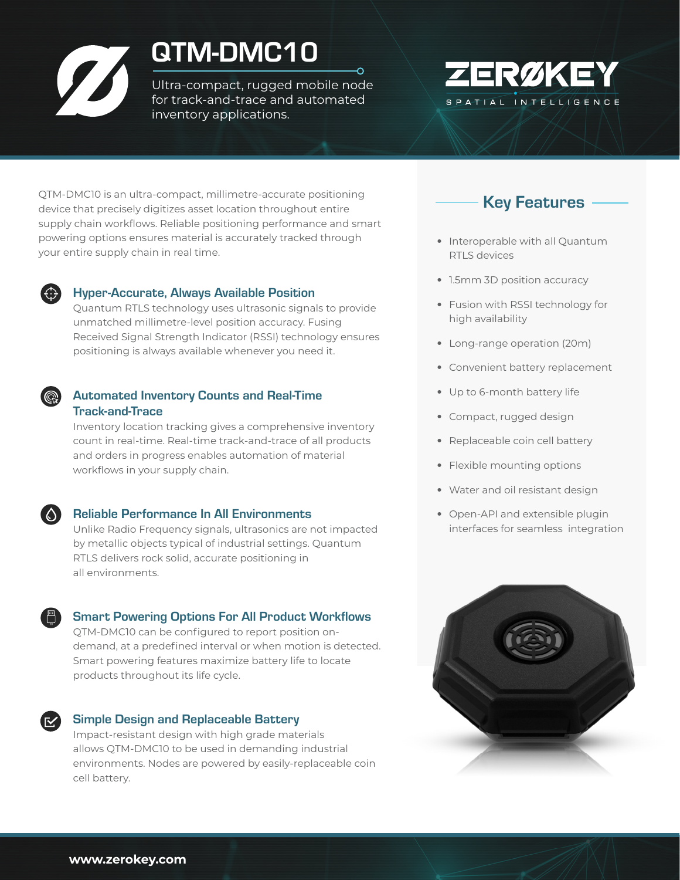# QTM-DMC10

Ultra-compact, rugged mobile node for track-and-trace and automated inventory applications.

ZERØKEY
SPATIAL INTELLIGENCE

QTM-DMC10 is an ultra-compact, millimetre-accurate positioning device that precisely digitizes asset location throughout entire supply chain workflows. Reliable positioning performance and smart powering options ensures material is accurately tracked through your entire supply chain in real time.

### Hyper-Accurate, Always Available Position

Quantum RTLS technology uses ultrasonic signals to provide unmatched millimetre-level position accuracy. Fusing Received Signal Strength Indicator (RSSI) technology ensures positioning is always available whenever you need it.

### Automated Inventory Counts and Real-Time Track-and-Trace

Inventory location tracking gives a comprehensive inventory count in real-time. Real-time track-and-trace of all products and orders in progress enables automation of material workflows in your supply chain.

### Reliable Performance In All Environments

Unlike Radio Frequency signals, ultrasonics are not impacted by metallic objects typical of industrial settings. Quantum RTLS delivers rock solid, accurate positioning in all environments.

### Smart Powering Options For All Product Workflows

QTM-DMC10 can be configured to report position on-demand, at a predefined interval or when motion is detected. Smart powering features maximize battery life to locate products throughout its life cycle.

### Simple Design and Replaceable Battery

Impact-resistant design with high grade materials allows QTM-DMC10 to be used in demanding industrial environments. Nodes are powered by easily-replaceable coin cell battery.

## Key Features

- Interoperable with all Quantum RTLS devices
- 1.5mm 3D position accuracy
- Fusion with RSSI technology for high availability
- Long-range operation (20m)
- Convenient battery replacement
- Up to 6-month battery life
- Compact, rugged design
- Replaceable coin cell battery
- Flexible mounting options
- Water and oil resistant design
- Open-API and extensible plugin interfaces for seamless integration

**www.zerokey.com**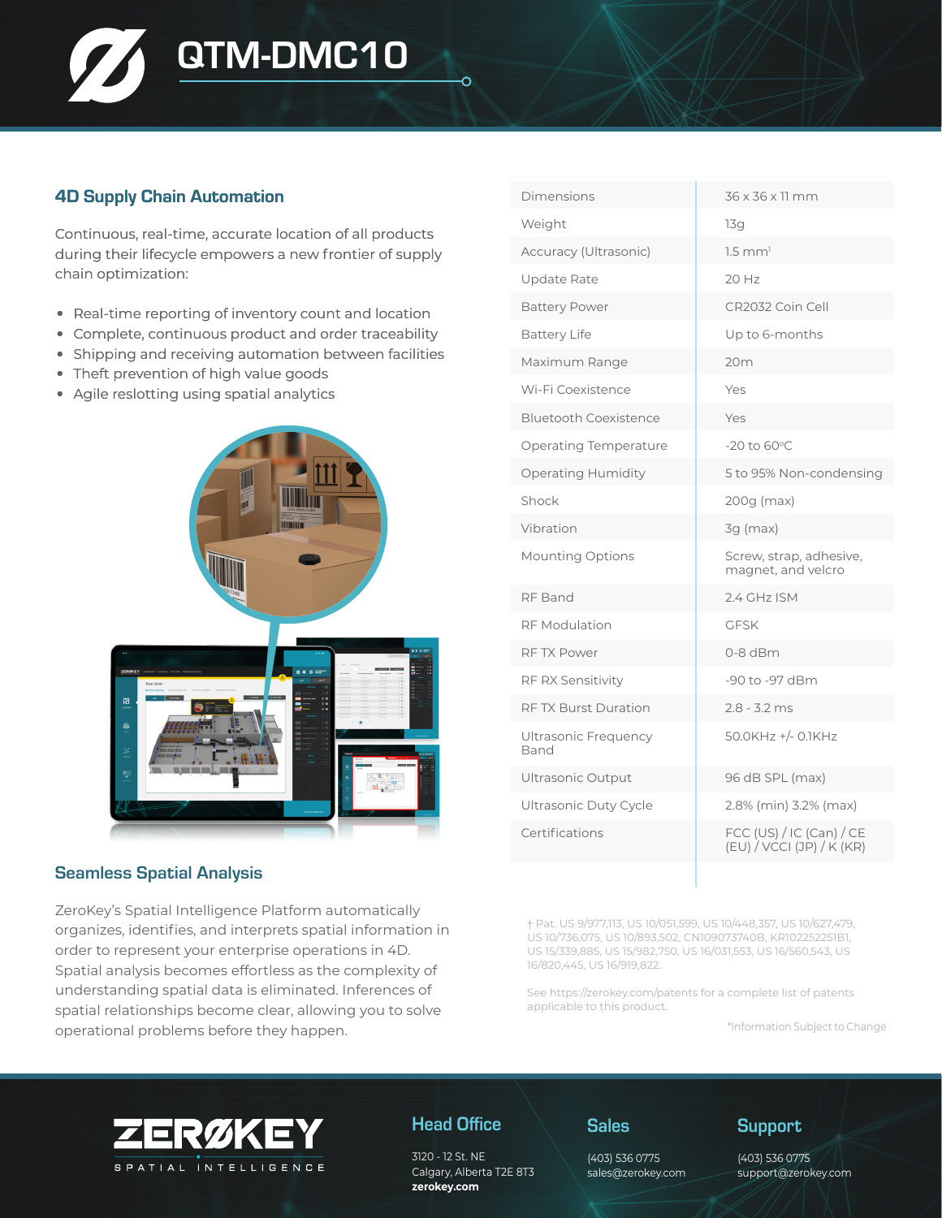# QTM-DMC10

## 4D Supply Chain Automation

Continuous, real-time, accurate location of all products during their lifecycle empowers a new frontier of supply chain optimization:

- Real-time reporting of inventory count and location
- Complete, continuous product and order traceability
- Shipping and receiving automation between facilities
- Theft prevention of high value goods
- Agile reslotting using spatial analytics

## Seamless Spatial Analysis

ZeroKey's Spatial Intelligence Platform automatically organizes, identifies, and interprets spatial information in order to represent your enterprise operations in 4D. Spatial analysis becomes effortless as the complexity of understanding spatial data is eliminated. Inferences of spatial relationships become clear, allowing you to solve operational problems before they happen.

| | |
|---|---|
| Dimensions | 36 x 36 x 11 mm |
| Weight | 13g |
| Accuracy (Ultrasonic) | 1.5 mm[1] |
| Update Rate | 20 Hz |
| Battery Power | CR2032 Coin Cell |
| Battery Life | Up to 6-months |
| Maximum Range | 20m |
| Wi-Fi Coexistence | Yes |
| Bluetooth Coexistence | Yes |
| Operating Temperature | -20 to 60°C |
| Operating Humidity | 5 to 95% Non-condensing |
| Shock | 200g (max) |
| Vibration | 3g (max) |
| Mounting Options | Screw, strap, adhesive, magnet, and velcro |
| RF Band | 2.4 GHz ISM |
| RF Modulation | GFSK |
| RF TX Power | 0-8 dBm |
| RF RX Sensitivity | -90 to -97 dBm |
| RF TX Burst Duration | 2.8 - 3.2 ms |
| Ultrasonic Frequency Band | 50.0KHz +/- 0.1KHz |
| Ultrasonic Output | 96 dB SPL (max) |
| Ultrasonic Duty Cycle | 2.8% (min) 3.2% (max) |
| Certifications | FCC (US) / IC (Can) / CE (EU) / VCCI (JP) / K (KR) |

† Pat. US 9/977,113, US 10/051,599, US 10/448,357, US 10/627,479, US 10/736,075, US 10/893,502, CN109073740B, KR102252251B1, US 15/339,885, US 15/982,750, US 16/031,553, US 16/560,543, US 16/820,445, US 16/919,822.

See https://zerokey.com/patents for a complete list of patents applicable to this product.

*Information Subject to Change

ZERØKEY
SPATIAL INTELLIGENCE

**Head Office**
3120 - 12 St. NE
Calgary, Alberta T2E 8T3
**zerokey.com**

**Sales**
(403) 536 0775
sales@zerokey.com

**Support**
(403) 536 0775
support@zerokey.com